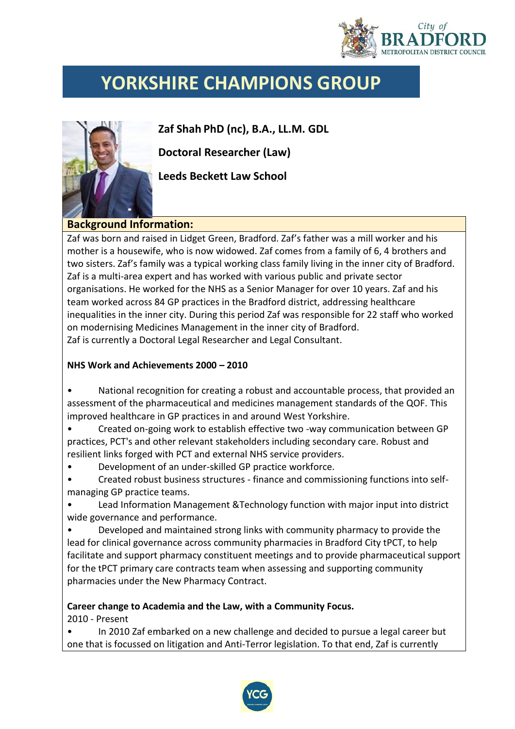# YORKSHIRE CHAMPIONS GROUP

**Zaf Shah PhD (nc), B.A., LL.M. GDL**

**Doctoral Researcher (Law)**

**Leeds Beckett Law School**

## Background Information:

Zaf was born and raised in Lidget Green, Bradford. Zaf's father was a mill worker and his mother is a housewife, who is now widowed. Zaf comes from a family of 6, 4 brothers and two sisters. Zaf's family was a typical working class family living in the inner city of Bradford. Zaf is a multi-area expert and has worked with various public and private sector organisations. He worked for the NHS as a Senior Manager for over 10 years. Zaf and his team worked across 84 GP practices in the Bradford district, addressing healthcare inequalities in the inner city. During this period Zaf was responsible for 22 staff who worked on modernising Medicines Management in the inner city of Bradford.
Zaf is currently a Doctoral Legal Researcher and Legal Consultant.

**NHS Work and Achievements 2000 – 2010**

- National recognition for creating a robust and accountable process, that provided an assessment of the pharmaceutical and medicines management standards of the QOF. This improved healthcare in GP practices in and around West Yorkshire.
- Created on-going work to establish effective two -way communication between GP practices, PCT's and other relevant stakeholders including secondary care. Robust and resilient links forged with PCT and external NHS service providers.
- Development of an under-skilled GP practice workforce.
- Created robust business structures - finance and commissioning functions into self-managing GP practice teams.
- Lead Information Management &Technology function with major input into district wide governance and performance.
- Developed and maintained strong links with community pharmacy to provide the lead for clinical governance across community pharmacies in Bradford City tPCT, to help facilitate and support pharmacy constituent meetings and to provide pharmaceutical support for the tPCT primary care contracts team when assessing and supporting community pharmacies under the New Pharmacy Contract.

**Career change to Academia and the Law, with a Community Focus.**
2010 - Present

- In 2010 Zaf embarked on a new challenge and decided to pursue a legal career but one that is focussed on litigation and Anti-Terror legislation. To that end, Zaf is currently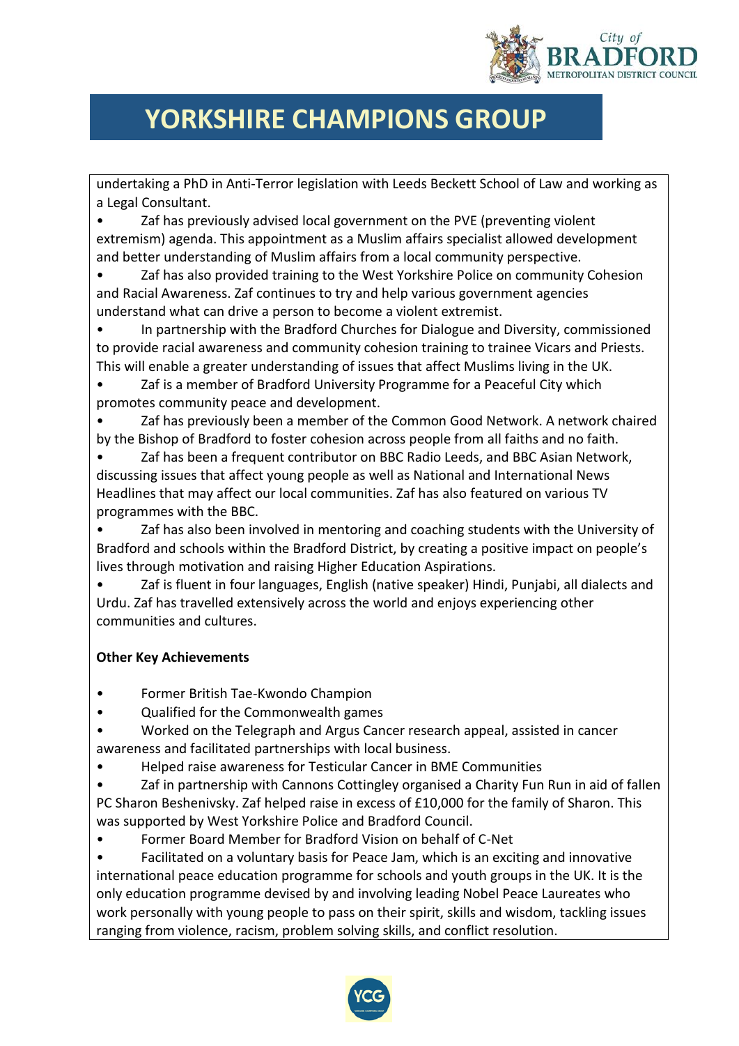undertaking a PhD in Anti-Terror legislation with Leeds Beckett School of Law and working as a Legal Consultant.

- Zaf has previously advised local government on the PVE (preventing violent extremism) agenda. This appointment as a Muslim affairs specialist allowed development and better understanding of Muslim affairs from a local community perspective.
- Zaf has also provided training to the West Yorkshire Police on community Cohesion and Racial Awareness. Zaf continues to try and help various government agencies understand what can drive a person to become a violent extremist.
- In partnership with the Bradford Churches for Dialogue and Diversity, commissioned to provide racial awareness and community cohesion training to trainee Vicars and Priests. This will enable a greater understanding of issues that affect Muslims living in the UK.
- Zaf is a member of Bradford University Programme for a Peaceful City which promotes community peace and development.
- Zaf has previously been a member of the Common Good Network. A network chaired by the Bishop of Bradford to foster cohesion across people from all faiths and no faith.
- Zaf has been a frequent contributor on BBC Radio Leeds, and BBC Asian Network, discussing issues that affect young people as well as National and International News Headlines that may affect our local communities. Zaf has also featured on various TV programmes with the BBC.
- Zaf has also been involved in mentoring and coaching students with the University of Bradford and schools within the Bradford District, by creating a positive impact on people's lives through motivation and raising Higher Education Aspirations.
- Zaf is fluent in four languages, English (native speaker) Hindi, Punjabi, all dialects and Urdu. Zaf has travelled extensively across the world and enjoys experiencing other communities and cultures.

**Other Key Achievements**

- Former British Tae-Kwondo Champion
- Qualified for the Commonwealth games
- Worked on the Telegraph and Argus Cancer research appeal, assisted in cancer awareness and facilitated partnerships with local business.
- Helped raise awareness for Testicular Cancer in BME Communities
- Zaf in partnership with Cannons Cottingley organised a Charity Fun Run in aid of fallen PC Sharon Beshenivsky. Zaf helped raise in excess of £10,000 for the family of Sharon. This was supported by West Yorkshire Police and Bradford Council.
- Former Board Member for Bradford Vision on behalf of C-Net
- Facilitated on a voluntary basis for Peace Jam, which is an exciting and innovative international peace education programme for schools and youth groups in the UK. It is the only education programme devised by and involving leading Nobel Peace Laureates who work personally with young people to pass on their spirit, skills and wisdom, tackling issues ranging from violence, racism, problem solving skills, and conflict resolution.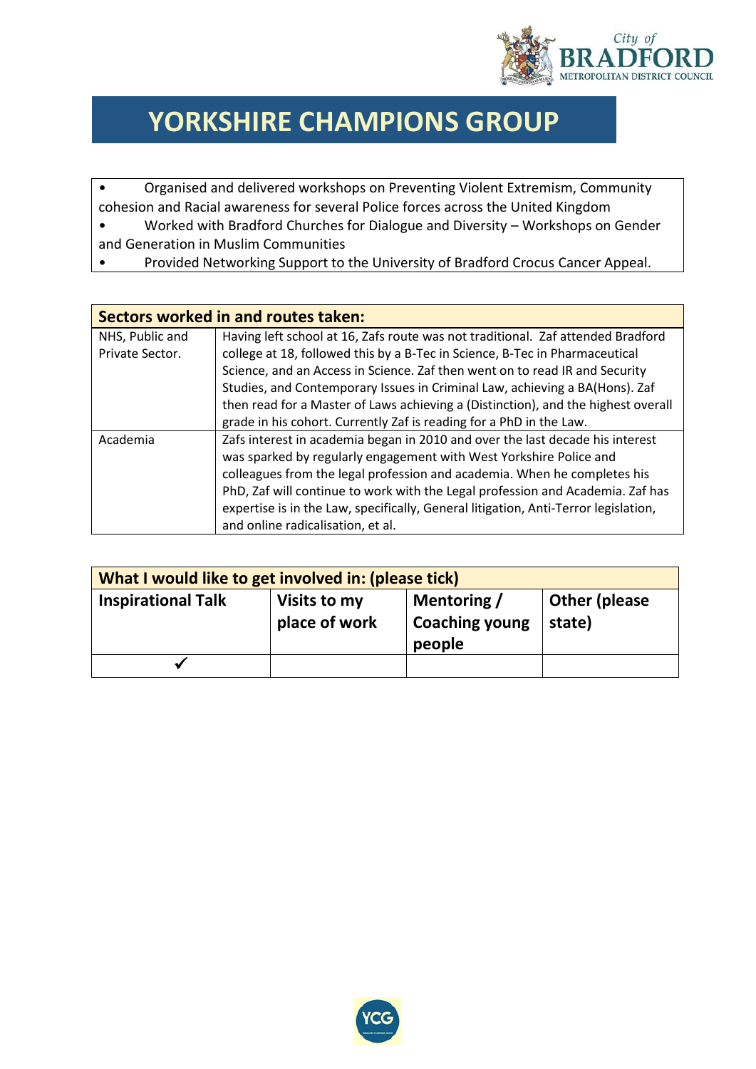# YORKSHIRE CHAMPIONS GROUP

- Organised and delivered workshops on Preventing Violent Extremism, Community cohesion and Racial awareness for several Police forces across the United Kingdom
- Worked with Bradford Churches for Dialogue and Diversity – Workshops on Gender and Generation in Muslim Communities
- Provided Networking Support to the University of Bradford Crocus Cancer Appeal.

| **Sectors worked in and routes taken:** | |
|---|---|
| NHS, Public and Private Sector. | Having left school at 16, Zafs route was not traditional. Zaf attended Bradford college at 18, followed this by a B-Tec in Science, B-Tec in Pharmaceutical Science, and an Access in Science. Zaf then went on to read IR and Security Studies, and Contemporary Issues in Criminal Law, achieving a BA(Hons). Zaf then read for a Master of Laws achieving a (Distinction), and the highest overall grade in his cohort. Currently Zaf is reading for a PhD in the Law. |
| Academia | Zafs interest in academia began in 2010 and over the last decade his interest was sparked by regularly engagement with West Yorkshire Police and colleagues from the legal profession and academia. When he completes his PhD, Zaf will continue to work with the Legal profession and Academia. Zaf has expertise is in the Law, specifically, General litigation, Anti-Terror legislation, and online radicalisation, et al. |

| **What I would like to get involved in: (please tick)** | | | |
|---|---|---|---|
| **Inspirational Talk** | **Visits to my place of work** | **Mentoring / Coaching young people** | **Other (please state)** |
| ✓ | | | |